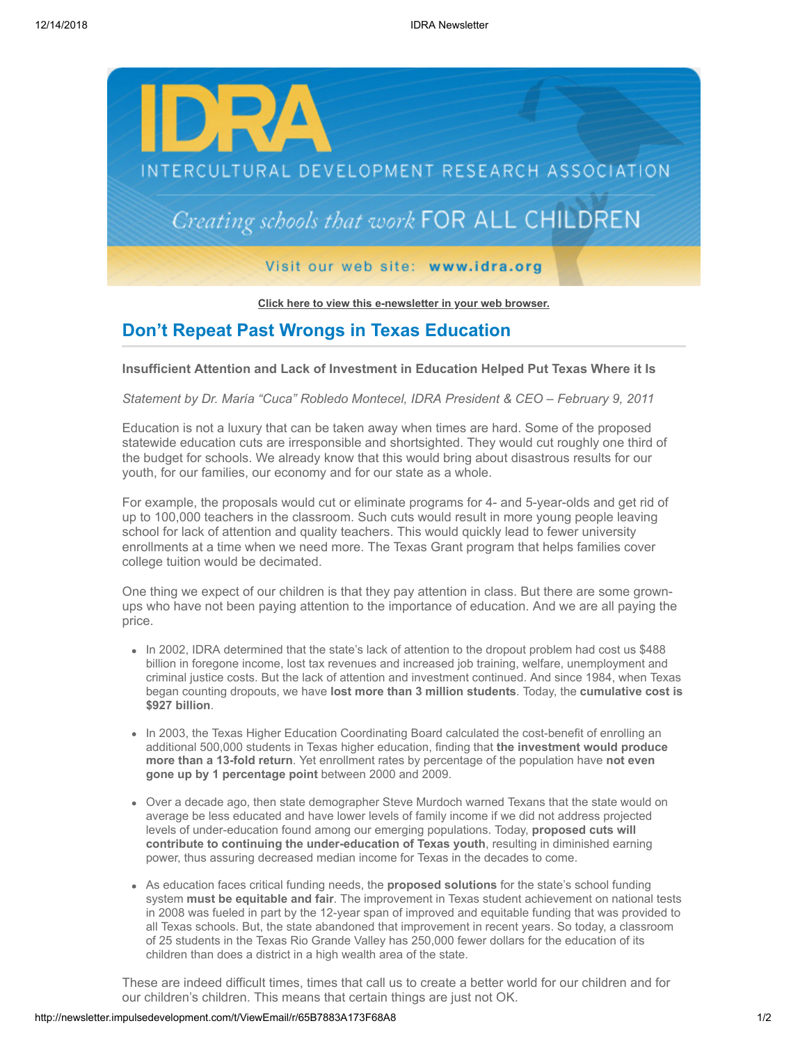**IDRA**

**INTERCULTURAL DEVELOPMENT RESEARCH ASSOCIATION**

*Creating schools that work* FOR ALL CHILDREN

Visit our web site: **www.idra.org**

**Click here to view this e-newsletter in your web browser.**

## Don't Repeat Past Wrongs in Texas Education

**Insufficient Attention and Lack of Investment in Education Helped Put Texas Where it Is**

*Statement by Dr. María "Cuca" Robledo Montecel, IDRA President & CEO – February 9, 2011*

Education is not a luxury that can be taken away when times are hard. Some of the proposed statewide education cuts are irresponsible and shortsighted. They would cut roughly one third of the budget for schools. We already know that this would bring about disastrous results for our youth, for our families, our economy and for our state as a whole.

For example, the proposals would cut or eliminate programs for 4- and 5-year-olds and get rid of up to 100,000 teachers in the classroom. Such cuts would result in more young people leaving school for lack of attention and quality teachers. This would quickly lead to fewer university enrollments at a time when we need more. The Texas Grant program that helps families cover college tuition would be decimated.

One thing we expect of our children is that they pay attention in class. But there are some grown-ups who have not been paying attention to the importance of education. And we are all paying the price.

- In 2002, IDRA determined that the state's lack of attention to the dropout problem had cost us $488 billion in foregone income, lost tax revenues and increased job training, welfare, unemployment and criminal justice costs. But the lack of attention and investment continued. And since 1984, when Texas began counting dropouts, we have **lost more than 3 million students**. Today, the **cumulative cost is $927 billion**.

- In 2003, the Texas Higher Education Coordinating Board calculated the cost-benefit of enrolling an additional 500,000 students in Texas higher education, finding that **the investment would produce more than a 13-fold return**. Yet enrollment rates by percentage of the population have **not even gone up by 1 percentage point** between 2000 and 2009.

- Over a decade ago, then state demographer Steve Murdoch warned Texans that the state would on average be less educated and have lower levels of family income if we did not address projected levels of under-education found among our emerging populations. Today, **proposed cuts will contribute to continuing the under-education of Texas youth**, resulting in diminished earning power, thus assuring decreased median income for Texas in the decades to come.

- As education faces critical funding needs, the **proposed solutions** for the state's school funding system **must be equitable and fair**. The improvement in Texas student achievement on national tests in 2008 was fueled in part by the 12-year span of improved and equitable funding that was provided to all Texas schools. But, the state abandoned that improvement in recent years. So today, a classroom of 25 students in the Texas Rio Grande Valley has 250,000 fewer dollars for the education of its children than does a district in a high wealth area of the state.

These are indeed difficult times, times that call us to create a better world for our children and for our children's children. This means that certain things are just not OK.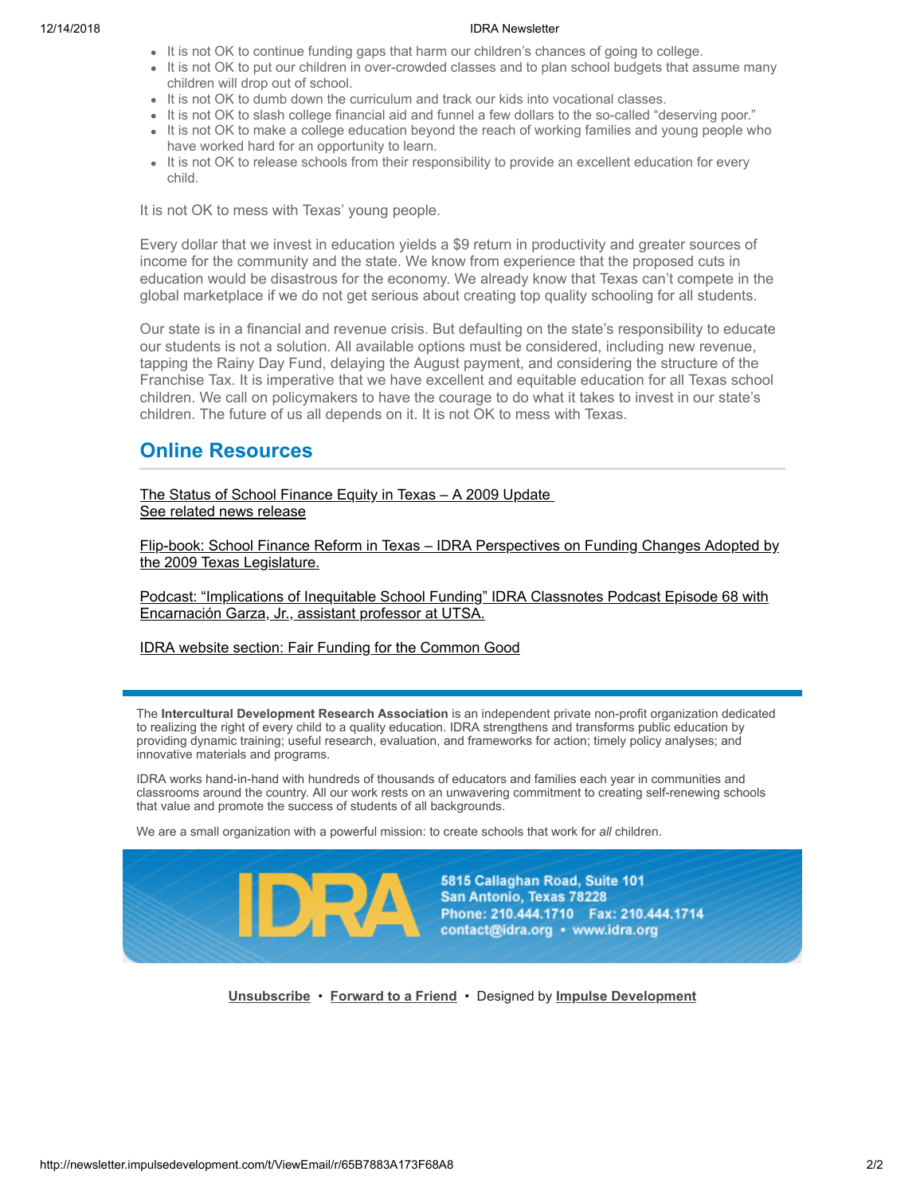- It is not OK to continue funding gaps that harm our children's chances of going to college.
- It is not OK to put our children in over-crowded classes and to plan school budgets that assume many children will drop out of school.
- It is not OK to dumb down the curriculum and track our kids into vocational classes.
- It is not OK to slash college financial aid and funnel a few dollars to the so-called "deserving poor."
- It is not OK to make a college education beyond the reach of working families and young people who have worked hard for an opportunity to learn.
- It is not OK to release schools from their responsibility to provide an excellent education for every child.

It is not OK to mess with Texas' young people.

Every dollar that we invest in education yields a $9 return in productivity and greater sources of income for the community and the state. We know from experience that the proposed cuts in education would be disastrous for the economy. We already know that Texas can't compete in the global marketplace if we do not get serious about creating top quality schooling for all students.

Our state is in a financial and revenue crisis. But defaulting on the state's responsibility to educate our students is not a solution. All available options must be considered, including new revenue, tapping the Rainy Day Fund, delaying the August payment, and considering the structure of the Franchise Tax. It is imperative that we have excellent and equitable education for all Texas school children. We call on policymakers to have the courage to do what it takes to invest in our state's children. The future of us all depends on it. It is not OK to mess with Texas.

## Online Resources

The Status of School Finance Equity in Texas – A 2009 Update
See related news release

Flip-book: School Finance Reform in Texas – IDRA Perspectives on Funding Changes Adopted by the 2009 Texas Legislature.

Podcast: "Implications of Inequitable School Funding" IDRA Classnotes Podcast Episode 68 with Encarnación Garza, Jr., assistant professor at UTSA.

IDRA website section: Fair Funding for the Common Good

The **Intercultural Development Research Association** is an independent private non-profit organization dedicated to realizing the right of every child to a quality education. IDRA strengthens and transforms public education by providing dynamic training; useful research, evaluation, and frameworks for action; timely policy analyses; and innovative materials and programs.

IDRA works hand-in-hand with hundreds of thousands of educators and families each year in communities and classrooms around the country. All our work rests on an unwavering commitment to creating self-renewing schools that value and promote the success of students of all backgrounds.

We are a small organization with a powerful mission: to create schools that work for *all* children.

IDRA
5815 Callaghan Road, Suite 101
San Antonio, Texas 78228
Phone: 210.444.1710 Fax: 210.444.1714
contact@idra.org • www.idra.org

**Unsubscribe** • **Forward to a Friend** • Designed by **Impulse Development**